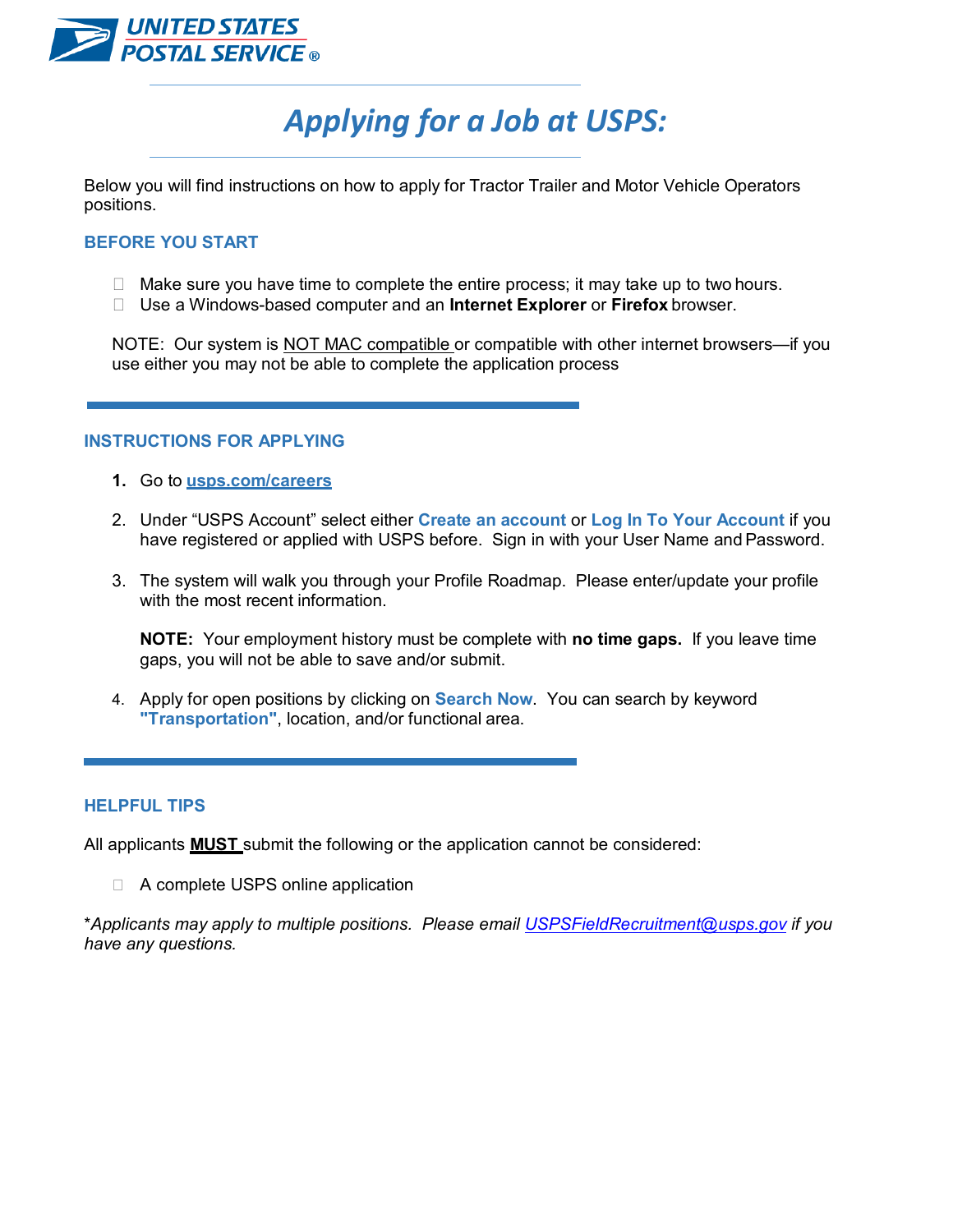UNITED STATES POSTAL SERVICE ®

# Applying for a Job at USPS:

Below you will find instructions on how to apply for Tractor Trailer and Motor Vehicle Operators positions.

## BEFORE YOU START

- Make sure you have time to complete the entire process; it may take up to two hours.
- Use a Windows-based computer and an **Internet Explorer** or **Firefox** browser.

NOTE: Our system is NOT MAC compatible or compatible with other internet browsers—if you use either you may not be able to complete the application process

---

## INSTRUCTIONS FOR APPLYING

1. Go to **usps.com/careers**

2. Under "USPS Account" select either **Create an account** or **Log In To Your Account** if you have registered or applied with USPS before. Sign in with your User Name and Password.

3. The system will walk you through your Profile Roadmap. Please enter/update your profile with the most recent information.

   **NOTE:** Your employment history must be complete with **no time gaps.** If you leave time gaps, you will not be able to save and/or submit.

4. Apply for open positions by clicking on **Search Now**. You can search by keyword **"Transportation"**, location, and/or functional area.

---

## HELPFUL TIPS

All applicants **MUST** submit the following or the application cannot be considered:

- A complete USPS online application

**Applicants may apply to multiple positions. Please email USPSFieldRecruitment@usps.gov if you have any questions.*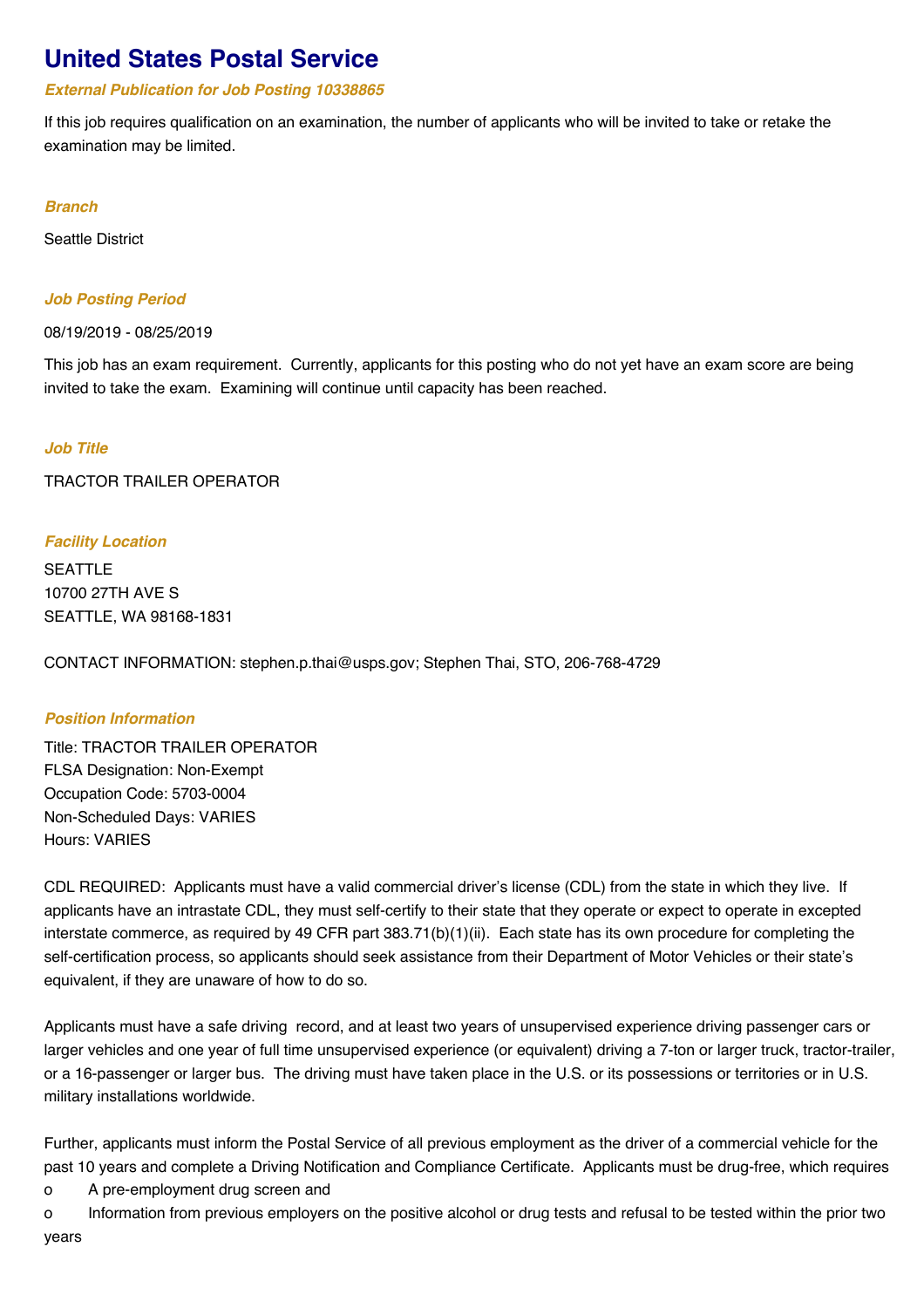# United States Postal Service

***External Publication for Job Posting 10338865***

If this job requires qualification on an examination, the number of applicants who will be invited to take or retake the examination may be limited.

***Branch***

Seattle District

***Job Posting Period***

08/19/2019 - 08/25/2019

This job has an exam requirement. Currently, applicants for this posting who do not yet have an exam score are being invited to take the exam. Examining will continue until capacity has been reached.

***Job Title***

TRACTOR TRAILER OPERATOR

***Facility Location***

SEATTLE
10700 27TH AVE S
SEATTLE, WA 98168-1831

CONTACT INFORMATION: stephen.p.thai@usps.gov; Stephen Thai, STO, 206-768-4729

***Position Information***

Title: TRACTOR TRAILER OPERATOR
FLSA Designation: Non-Exempt
Occupation Code: 5703-0004
Non-Scheduled Days: VARIES
Hours: VARIES

CDL REQUIRED: Applicants must have a valid commercial driver's license (CDL) from the state in which they live. If applicants have an intrastate CDL, they must self-certify to their state that they operate or expect to operate in excepted interstate commerce, as required by 49 CFR part 383.71(b)(1)(ii). Each state has its own procedure for completing the self-certification process, so applicants should seek assistance from their Department of Motor Vehicles or their state's equivalent, if they are unaware of how to do so.

Applicants must have a safe driving record, and at least two years of unsupervised experience driving passenger cars or larger vehicles and one year of full time unsupervised experience (or equivalent) driving a 7-ton or larger truck, tractor-trailer, or a 16-passenger or larger bus. The driving must have taken place in the U.S. or its possessions or territories or in U.S. military installations worldwide.

Further, applicants must inform the Postal Service of all previous employment as the driver of a commercial vehicle for the past 10 years and complete a Driving Notification and Compliance Certificate. Applicants must be drug-free, which requires

- A pre-employment drug screen and
- Information from previous employers on the positive alcohol or drug tests and refusal to be tested within the prior two years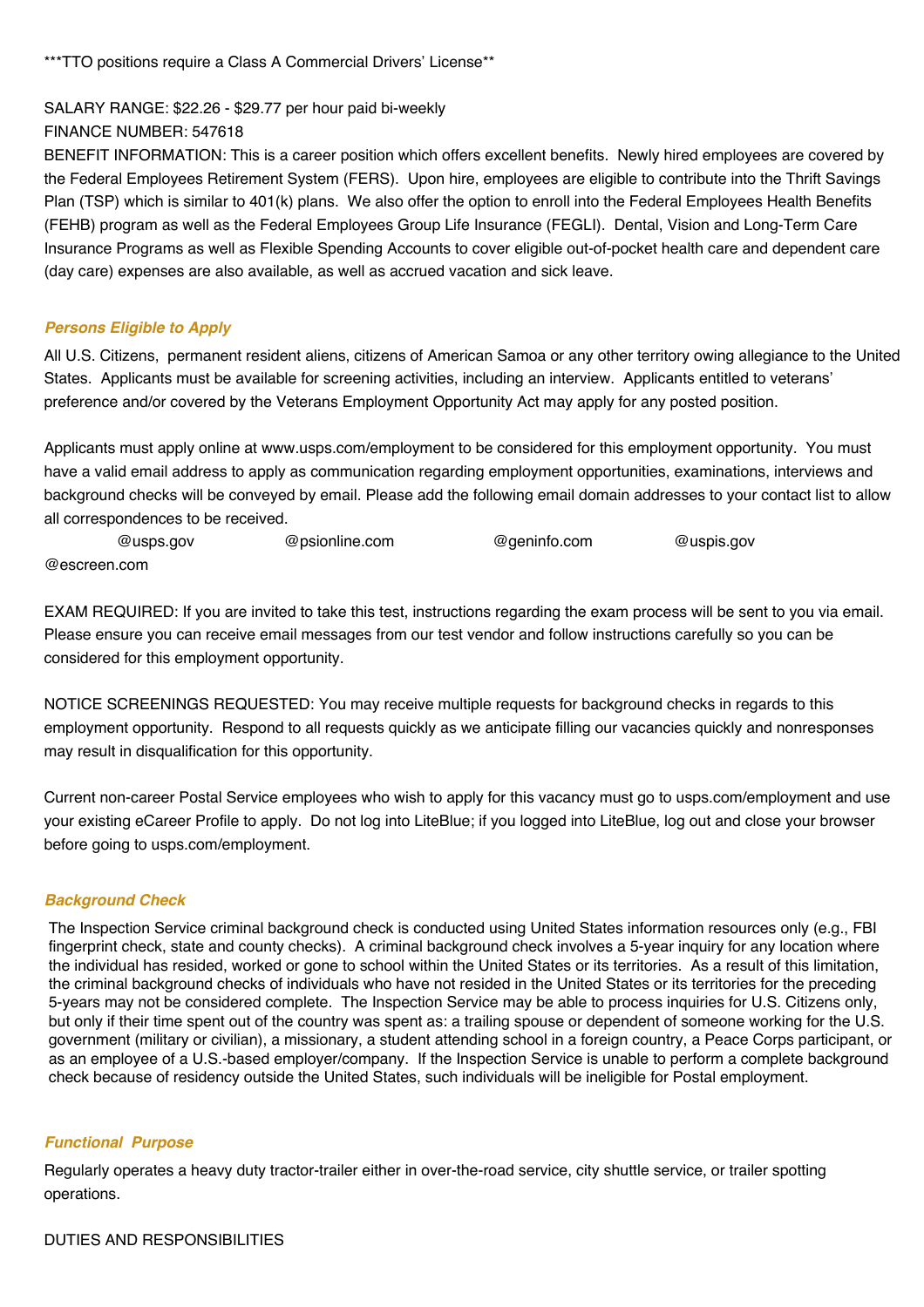***TTO positions require a Class A Commercial Drivers' License**

SALARY RANGE: $22.26 - $29.77 per hour paid bi-weekly

FINANCE NUMBER: 547618

BENEFIT INFORMATION: This is a career position which offers excellent benefits. Newly hired employees are covered by the Federal Employees Retirement System (FERS). Upon hire, employees are eligible to contribute into the Thrift Savings Plan (TSP) which is similar to 401(k) plans. We also offer the option to enroll into the Federal Employees Health Benefits (FEHB) program as well as the Federal Employees Group Life Insurance (FEGLI). Dental, Vision and Long-Term Care Insurance Programs as well as Flexible Spending Accounts to cover eligible out-of-pocket health care and dependent care (day care) expenses are also available, as well as accrued vacation and sick leave.

### *Persons Eligible to Apply*

All U.S. Citizens, permanent resident aliens, citizens of American Samoa or any other territory owing allegiance to the United States. Applicants must be available for screening activities, including an interview. Applicants entitled to veterans' preference and/or covered by the Veterans Employment Opportunity Act may apply for any posted position.

Applicants must apply online at www.usps.com/employment to be considered for this employment opportunity. You must have a valid email address to apply as communication regarding employment opportunities, examinations, interviews and background checks will be conveyed by email. Please add the following email domain addresses to your contact list to allow all correspondences to be received.

@usps.gov @psionline.com @geninfo.com @uspis.gov @escreen.com

EXAM REQUIRED: If you are invited to take this test, instructions regarding the exam process will be sent to you via email. Please ensure you can receive email messages from our test vendor and follow instructions carefully so you can be considered for this employment opportunity.

NOTICE SCREENINGS REQUESTED: You may receive multiple requests for background checks in regards to this employment opportunity. Respond to all requests quickly as we anticipate filling our vacancies quickly and nonresponses may result in disqualification for this opportunity.

Current non-career Postal Service employees who wish to apply for this vacancy must go to usps.com/employment and use your existing eCareer Profile to apply. Do not log into LiteBlue; if you logged into LiteBlue, log out and close your browser before going to usps.com/employment.

### *Background Check*

The Inspection Service criminal background check is conducted using United States information resources only (e.g., FBI fingerprint check, state and county checks). A criminal background check involves a 5-year inquiry for any location where the individual has resided, worked or gone to school within the United States or its territories. As a result of this limitation, the criminal background checks of individuals who have not resided in the United States or its territories for the preceding 5-years may not be considered complete. The Inspection Service may be able to process inquiries for U.S. Citizens only, but only if their time spent out of the country was spent as: a trailing spouse or dependent of someone working for the U.S. government (military or civilian), a missionary, a student attending school in a foreign country, a Peace Corps participant, or as an employee of a U.S.-based employer/company. If the Inspection Service is unable to perform a complete background check because of residency outside the United States, such individuals will be ineligible for Postal employment.

### *Functional Purpose*

Regularly operates a heavy duty tractor-trailer either in over-the-road service, city shuttle service, or trailer spotting operations.

DUTIES AND RESPONSIBILITIES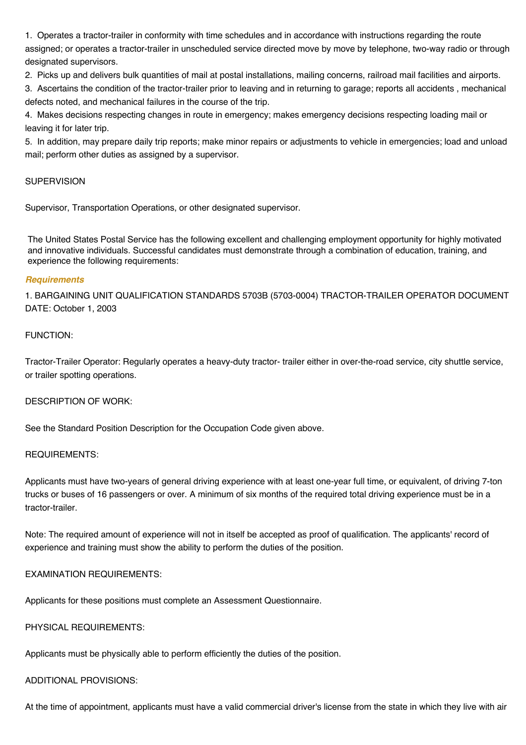1. Operates a tractor-trailer in conformity with time schedules and in accordance with instructions regarding the route assigned; or operates a tractor-trailer in unscheduled service directed move by move by telephone, two-way radio or through designated supervisors.
2. Picks up and delivers bulk quantities of mail at postal installations, mailing concerns, railroad mail facilities and airports.
3. Ascertains the condition of the tractor-trailer prior to leaving and in returning to garage; reports all accidents , mechanical defects noted, and mechanical failures in the course of the trip.
4. Makes decisions respecting changes in route in emergency; makes emergency decisions respecting loading mail or leaving it for later trip.
5. In addition, may prepare daily trip reports; make minor repairs or adjustments to vehicle in emergencies; load and unload mail; perform other duties as assigned by a supervisor.

SUPERVISION

Supervisor, Transportation Operations, or other designated supervisor.

The United States Postal Service has the following excellent and challenging employment opportunity for highly motivated and innovative individuals. Successful candidates must demonstrate through a combination of education, training, and experience the following requirements:

### *Requirements*

1. BARGAINING UNIT QUALIFICATION STANDARDS 5703B (5703-0004) TRACTOR-TRAILER OPERATOR DOCUMENT DATE: October 1, 2003

FUNCTION:

Tractor-Trailer Operator: Regularly operates a heavy-duty tractor- trailer either in over-the-road service, city shuttle service, or trailer spotting operations.

DESCRIPTION OF WORK:

See the Standard Position Description for the Occupation Code given above.

REQUIREMENTS:

Applicants must have two-years of general driving experience with at least one-year full time, or equivalent, of driving 7-ton trucks or buses of 16 passengers or over. A minimum of six months of the required total driving experience must be in a tractor-trailer.

Note: The required amount of experience will not in itself be accepted as proof of qualification. The applicants' record of experience and training must show the ability to perform the duties of the position.

EXAMINATION REQUIREMENTS:

Applicants for these positions must complete an Assessment Questionnaire.

PHYSICAL REQUIREMENTS:

Applicants must be physically able to perform efficiently the duties of the position.

ADDITIONAL PROVISIONS:

At the time of appointment, applicants must have a valid commercial driver's license from the state in which they live with air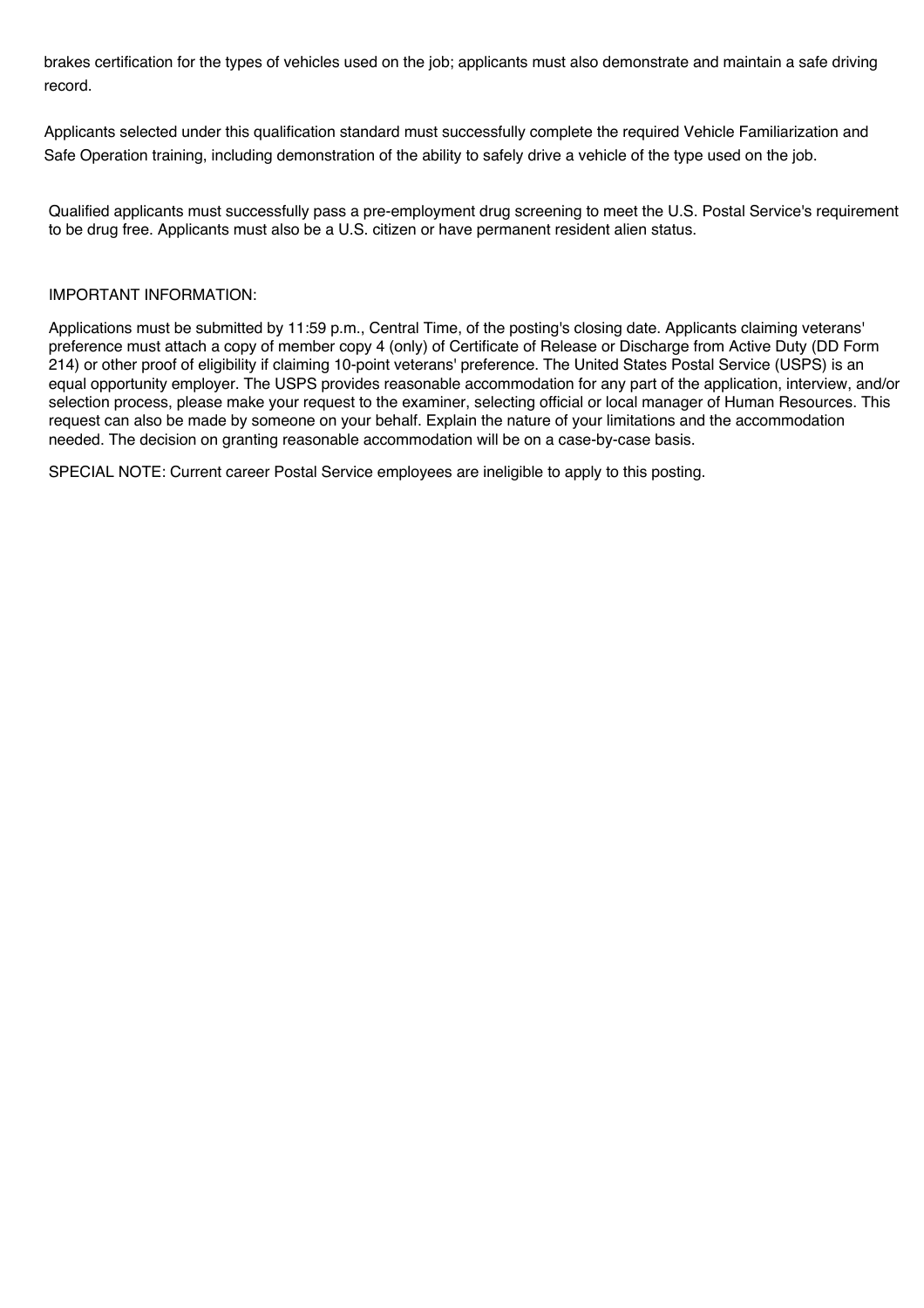brakes certification for the types of vehicles used on the job; applicants must also demonstrate and maintain a safe driving record.

Applicants selected under this qualification standard must successfully complete the required Vehicle Familiarization and Safe Operation training, including demonstration of the ability to safely drive a vehicle of the type used on the job.

Qualified applicants must successfully pass a pre-employment drug screening to meet the U.S. Postal Service's requirement to be drug free. Applicants must also be a U.S. citizen or have permanent resident alien status.

IMPORTANT INFORMATION:

Applications must be submitted by 11:59 p.m., Central Time, of the posting's closing date. Applicants claiming veterans' preference must attach a copy of member copy 4 (only) of Certificate of Release or Discharge from Active Duty (DD Form 214) or other proof of eligibility if claiming 10-point veterans' preference. The United States Postal Service (USPS) is an equal opportunity employer. The USPS provides reasonable accommodation for any part of the application, interview, and/or selection process, please make your request to the examiner, selecting official or local manager of Human Resources. This request can also be made by someone on your behalf. Explain the nature of your limitations and the accommodation needed. The decision on granting reasonable accommodation will be on a case-by-case basis.

SPECIAL NOTE: Current career Postal Service employees are ineligible to apply to this posting.